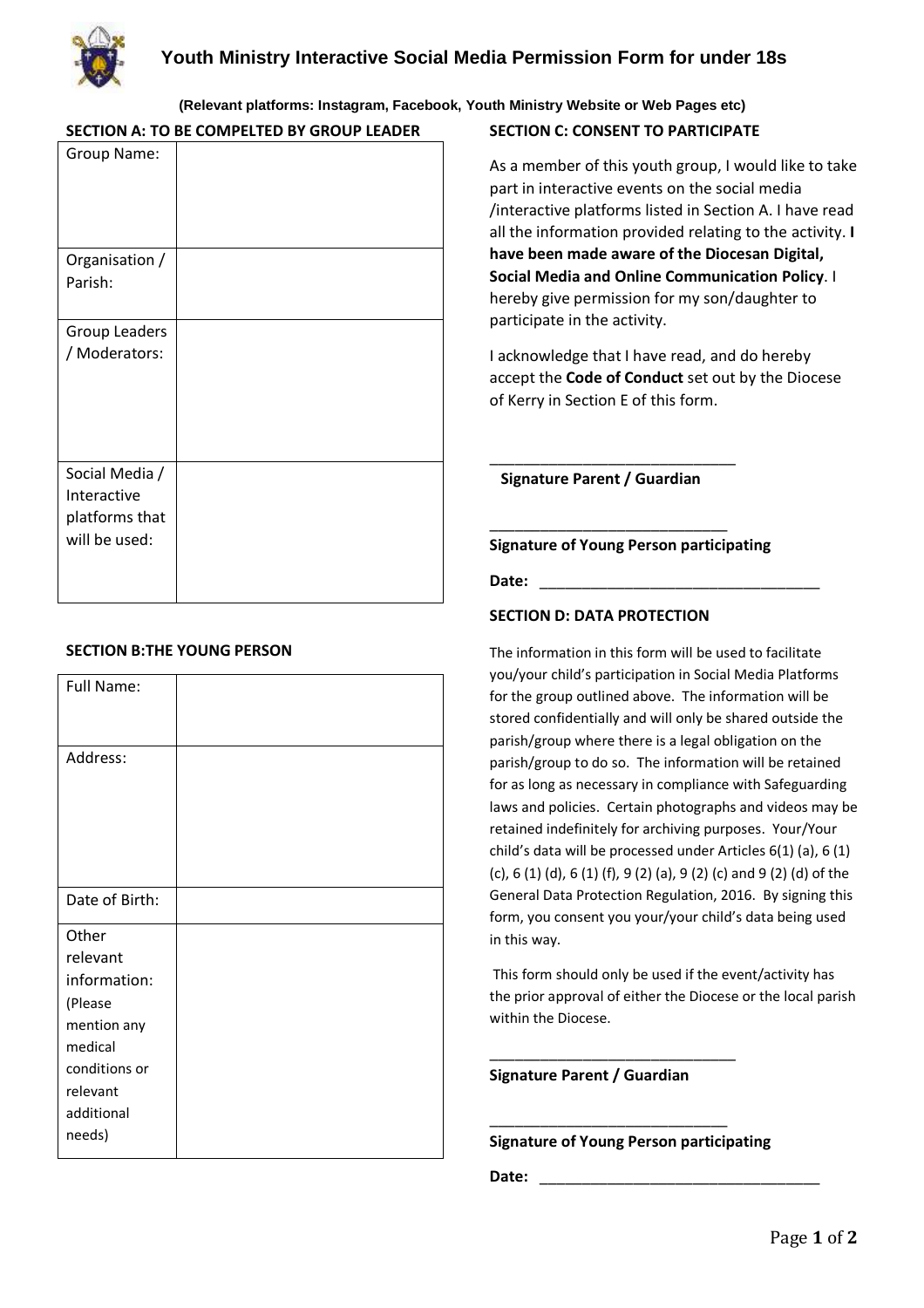# Youth Ministry Interactive Social Media Permission Form for under 18s

**(Relevant platforms: Instagram, Facebook, Youth Ministry Website or Web Pages etc)**

## SECTION A: TO BE COMPELTED BY GROUP LEADER

| | |
|---|---|
| Group Name: | |
| Organisation / Parish: | |
| Group Leaders / Moderators: | |
| Social Media / Interactive platforms that will be used: | |

## SECTION B:THE YOUNG PERSON

| | |
|---|---|
| Full Name: | |
| Address: | |
| Date of Birth: | |
| Other relevant information: (Please mention any medical conditions or relevant additional needs) | |

## SECTION C: CONSENT TO PARTICIPATE

As a member of this youth group, I would like to take part in interactive events on the social media /interactive platforms listed in Section A. I have read all the information provided relating to the activity. **I have been made aware of the Diocesan Digital, Social Media and Online Communication Policy**. I hereby give permission for my son/daughter to participate in the activity.

I acknowledge that I have read, and do hereby accept the **Code of Conduct** set out by the Diocese of Kerry in Section E of this form.

_____________________________

**Signature Parent / Guardian**

____________________________

**Signature of Young Person participating**

**Date:** __________________________________

## SECTION D: DATA PROTECTION

The information in this form will be used to facilitate you/your child's participation in Social Media Platforms for the group outlined above. The information will be stored confidentially and will only be shared outside the parish/group where there is a legal obligation on the parish/group to do so. The information will be retained for as long as necessary in compliance with Safeguarding laws and policies. Certain photographs and videos may be retained indefinitely for archiving purposes. Your/Your child's data will be processed under Articles 6(1) (a), 6 (1) (c), 6 (1) (d), 6 (1) (f), 9 (2) (a), 9 (2) (c) and 9 (2) (d) of the General Data Protection Regulation, 2016. By signing this form, you consent you your/your child's data being used in this way.

This form should only be used if the event/activity has the prior approval of either the Diocese or the local parish within the Diocese.

_____________________________

**Signature Parent / Guardian**

____________________________

**Signature of Young Person participating**

**Date:** __________________________________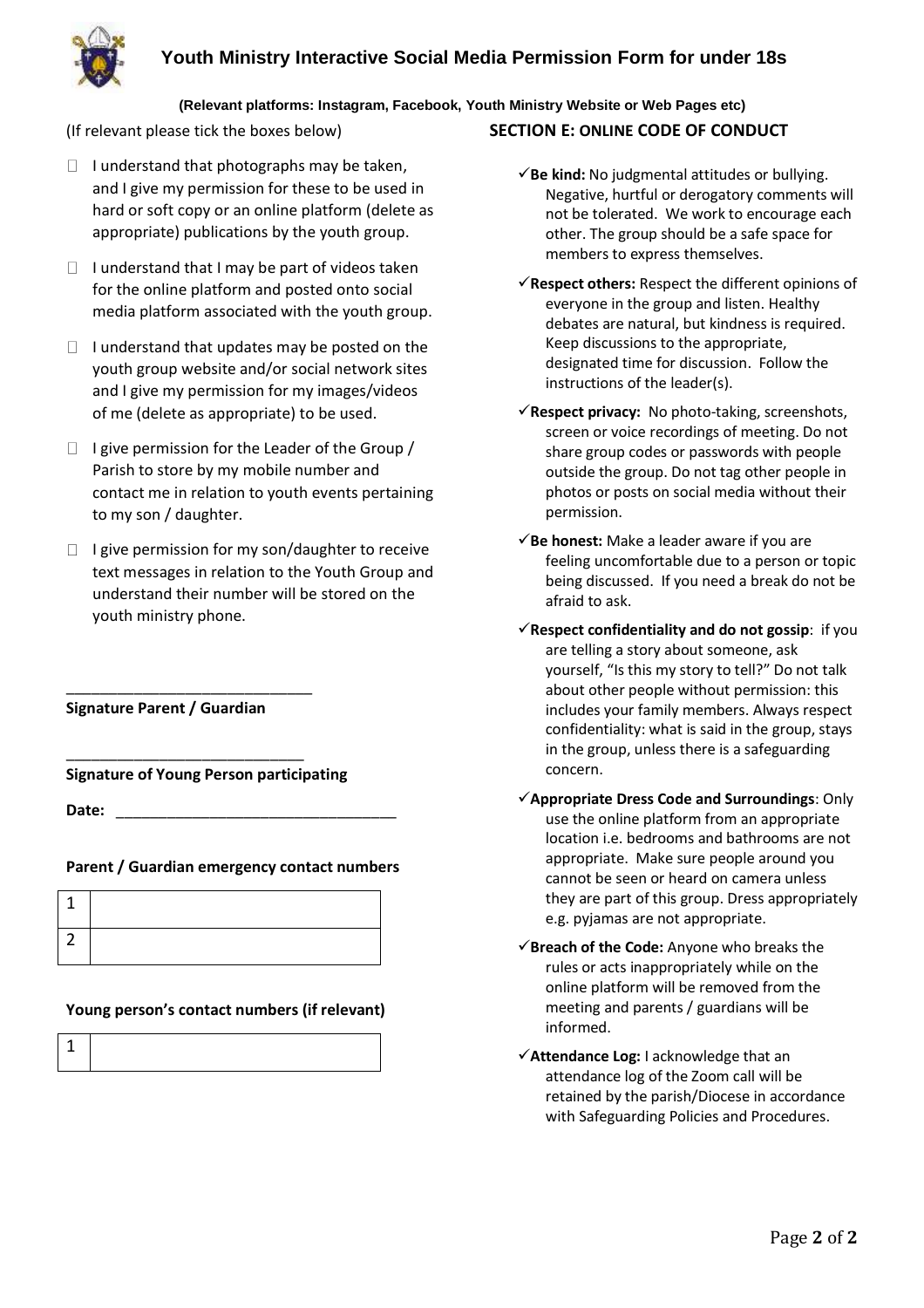# Youth Ministry Interactive Social Media Permission Form for under 18s

**(Relevant platforms: Instagram, Facebook, Youth Ministry Website or Web Pages etc)**

(If relevant please tick the boxes below)

- ☐ I understand that photographs may be taken, and I give my permission for these to be used in hard or soft copy or an online platform (delete as appropriate) publications by the youth group.
- ☐ I understand that I may be part of videos taken for the online platform and posted onto social media platform associated with the youth group.
- ☐ I understand that updates may be posted on the youth group website and/or social network sites and I give my permission for my images/videos of me (delete as appropriate) to be used.
- ☐ I give permission for the Leader of the Group / Parish to store by my mobile number and contact me in relation to youth events pertaining to my son / daughter.
- ☐ I give permission for my son/daughter to receive text messages in relation to the Youth Group and understand their number will be stored on the youth ministry phone.

_____________________________

**Signature Parent / Guardian**

____________________________

**Signature of Young Person participating**

**Date:** _________________________________

**Parent / Guardian emergency contact numbers**

| | |
|---|---|
| 1 | |
| 2 | |

**Young person's contact numbers (if relevant)**

| | |
|---|---|
| 1 | |

## SECTION E: ONLINE CODE OF CONDUCT

- ✓**Be kind:** No judgmental attitudes or bullying. Negative, hurtful or derogatory comments will not be tolerated. We work to encourage each other. The group should be a safe space for members to express themselves.
- ✓**Respect others:** Respect the different opinions of everyone in the group and listen. Healthy debates are natural, but kindness is required. Keep discussions to the appropriate, designated time for discussion. Follow the instructions of the leader(s).
- ✓**Respect privacy:** No photo-taking, screenshots, screen or voice recordings of meeting. Do not share group codes or passwords with people outside the group. Do not tag other people in photos or posts on social media without their permission.
- ✓**Be honest:** Make a leader aware if you are feeling uncomfortable due to a person or topic being discussed. If you need a break do not be afraid to ask.
- ✓**Respect confidentiality and do not gossip**: if you are telling a story about someone, ask yourself, "Is this my story to tell?" Do not talk about other people without permission: this includes your family members. Always respect confidentiality: what is said in the group, stays in the group, unless there is a safeguarding concern.
- ✓**Appropriate Dress Code and Surroundings**: Only use the online platform from an appropriate location i.e. bedrooms and bathrooms are not appropriate. Make sure people around you cannot be seen or heard on camera unless they are part of this group. Dress appropriately e.g. pyjamas are not appropriate.
- ✓**Breach of the Code:** Anyone who breaks the rules or acts inappropriately while on the online platform will be removed from the meeting and parents / guardians will be informed.
- ✓**Attendance Log:** I acknowledge that an attendance log of the Zoom call will be retained by the parish/Diocese in accordance with Safeguarding Policies and Procedures.